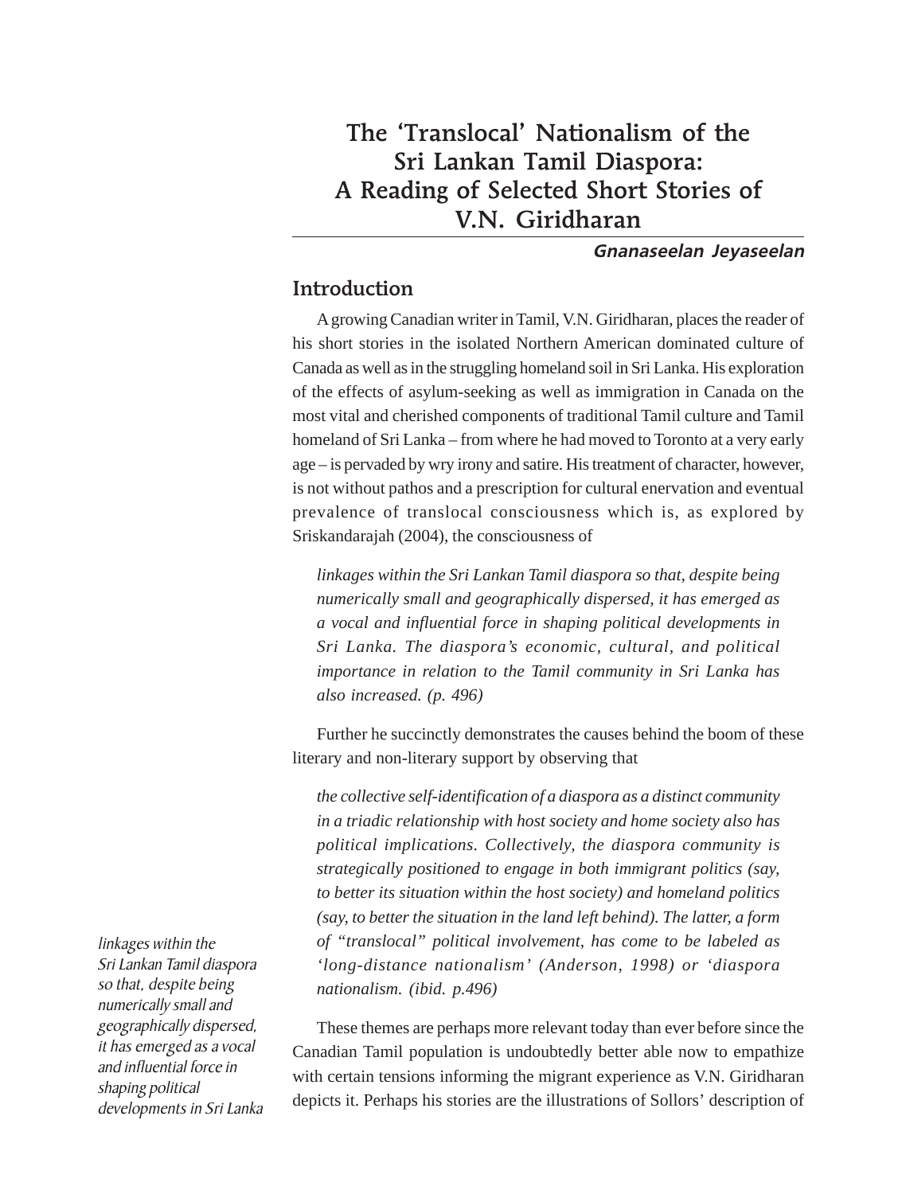# The 'Translocal' Nationalism of the Sri Lankan Tamil Diaspora: A Reading of Selected Short Stories of V.N. Giridharan

***Gnanaseelan Jeyaseelan***

## Introduction

A growing Canadian writer in Tamil, V.N. Giridharan, places the reader of his short stories in the isolated Northern American dominated culture of Canada as well as in the struggling homeland soil in Sri Lanka. His exploration of the effects of asylum-seeking as well as immigration in Canada on the most vital and cherished components of traditional Tamil culture and Tamil homeland of Sri Lanka – from where he had moved to Toronto at a very early age – is pervaded by wry irony and satire. His treatment of character, however, is not without pathos and a prescription for cultural enervation and eventual prevalence of translocal consciousness which is, as explored by Sriskandarajah (2004), the consciousness of

> *linkages within the Sri Lankan Tamil diaspora so that, despite being numerically small and geographically dispersed, it has emerged as a vocal and influential force in shaping political developments in Sri Lanka. The diaspora's economic, cultural, and political importance in relation to the Tamil community in Sri Lanka has also increased. (p. 496)*

Further he succinctly demonstrates the causes behind the boom of these literary and non-literary support by observing that

> *the collective self-identification of a diaspora as a distinct community in a triadic relationship with host society and home society also has political implications. Collectively, the diaspora community is strategically positioned to engage in both immigrant politics (say, to better its situation within the host society) and homeland politics (say, to better the situation in the land left behind). The latter, a form of "translocal" political involvement, has come to be labeled as 'long-distance nationalism' (Anderson, 1998) or 'diaspora nationalism. (ibid. p.496)*

*linkages within the Sri Lankan Tamil diaspora so that, despite being numerically small and geographically dispersed, it has emerged as a vocal and influential force in shaping political developments in Sri Lanka*

These themes are perhaps more relevant today than ever before since the Canadian Tamil population is undoubtedly better able now to empathize with certain tensions informing the migrant experience as V.N. Giridharan depicts it. Perhaps his stories are the illustrations of Sollors' description of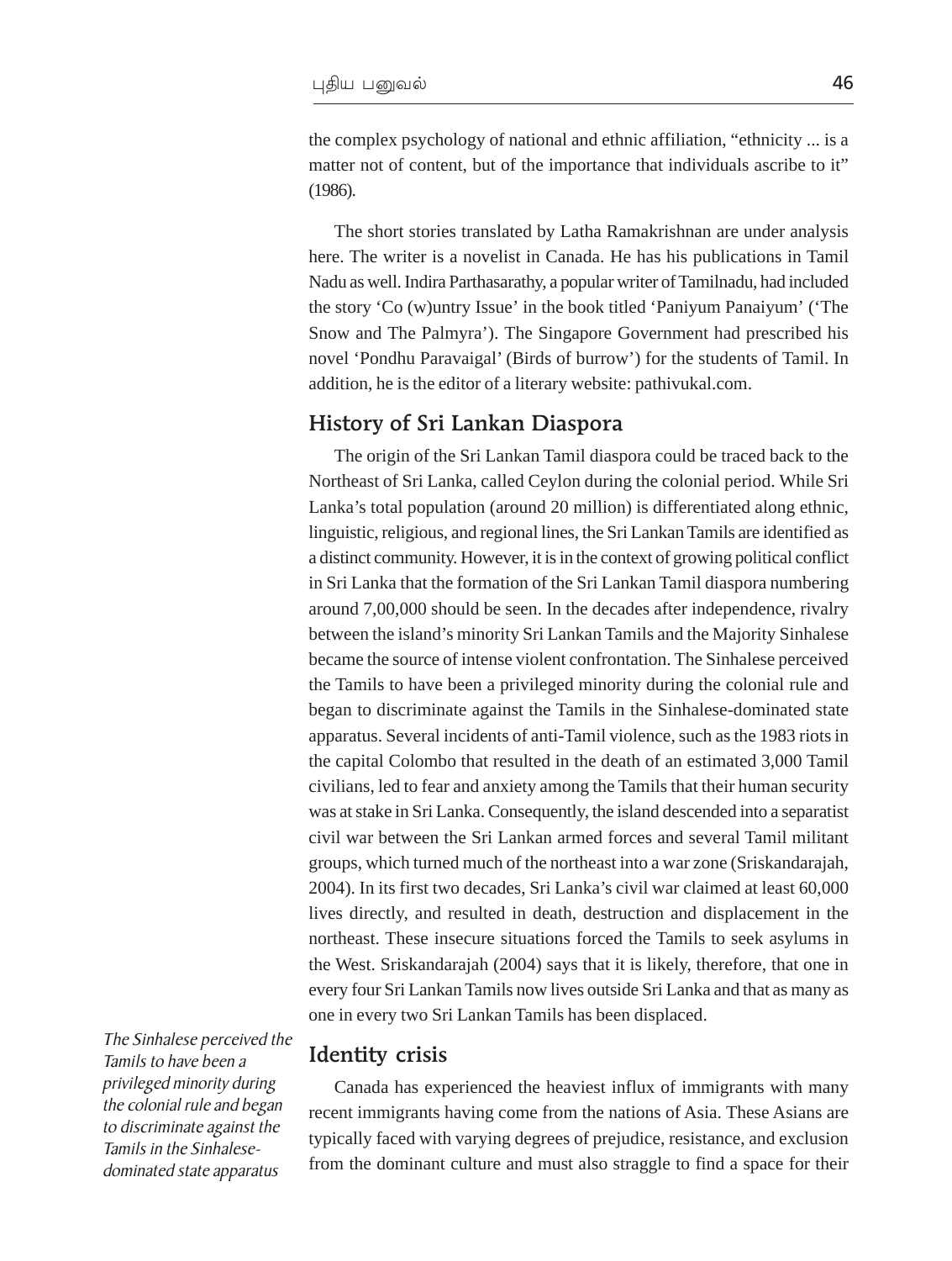the complex psychology of national and ethnic affiliation, "ethnicity ... is a matter not of content, but of the importance that individuals ascribe to it" (1986).

The short stories translated by Latha Ramakrishnan are under analysis here. The writer is a novelist in Canada. He has his publications in Tamil Nadu as well. Indira Parthasarathy, a popular writer of Tamilnadu, had included the story 'Co (w)untry Issue' in the book titled 'Paniyum Panaiyum' ('The Snow and The Palmyra'). The Singapore Government had prescribed his novel 'Pondhu Paravaigal' (Birds of burrow') for the students of Tamil. In addition, he is the editor of a literary website: pathivukal.com.

## History of Sri Lankan Diaspora

The origin of the Sri Lankan Tamil diaspora could be traced back to the Northeast of Sri Lanka, called Ceylon during the colonial period. While Sri Lanka's total population (around 20 million) is differentiated along ethnic, linguistic, religious, and regional lines, the Sri Lankan Tamils are identified as a distinct community. However, it is in the context of growing political conflict in Sri Lanka that the formation of the Sri Lankan Tamil diaspora numbering around 7,00,000 should be seen. In the decades after independence, rivalry between the island's minority Sri Lankan Tamils and the Majority Sinhalese became the source of intense violent confrontation. The Sinhalese perceived the Tamils to have been a privileged minority during the colonial rule and began to discriminate against the Tamils in the Sinhalese-dominated state apparatus. Several incidents of anti-Tamil violence, such as the 1983 riots in the capital Colombo that resulted in the death of an estimated 3,000 Tamil civilians, led to fear and anxiety among the Tamils that their human security was at stake in Sri Lanka. Consequently, the island descended into a separatist civil war between the Sri Lankan armed forces and several Tamil militant groups, which turned much of the northeast into a war zone (Sriskandarajah, 2004). In its first two decades, Sri Lanka's civil war claimed at least 60,000 lives directly, and resulted in death, destruction and displacement in the northeast. These insecure situations forced the Tamils to seek asylums in the West. Sriskandarajah (2004) says that it is likely, therefore, that one in every four Sri Lankan Tamils now lives outside Sri Lanka and that as many as one in every two Sri Lankan Tamils has been displaced.

*The Sinhalese perceived the Tamils to have been a privileged minority during the colonial rule and began to discriminate against the Tamils in the Sinhalese-dominated state apparatus*

## Identity crisis

Canada has experienced the heaviest influx of immigrants with many recent immigrants having come from the nations of Asia. These Asians are typically faced with varying degrees of prejudice, resistance, and exclusion from the dominant culture and must also straggle to find a space for their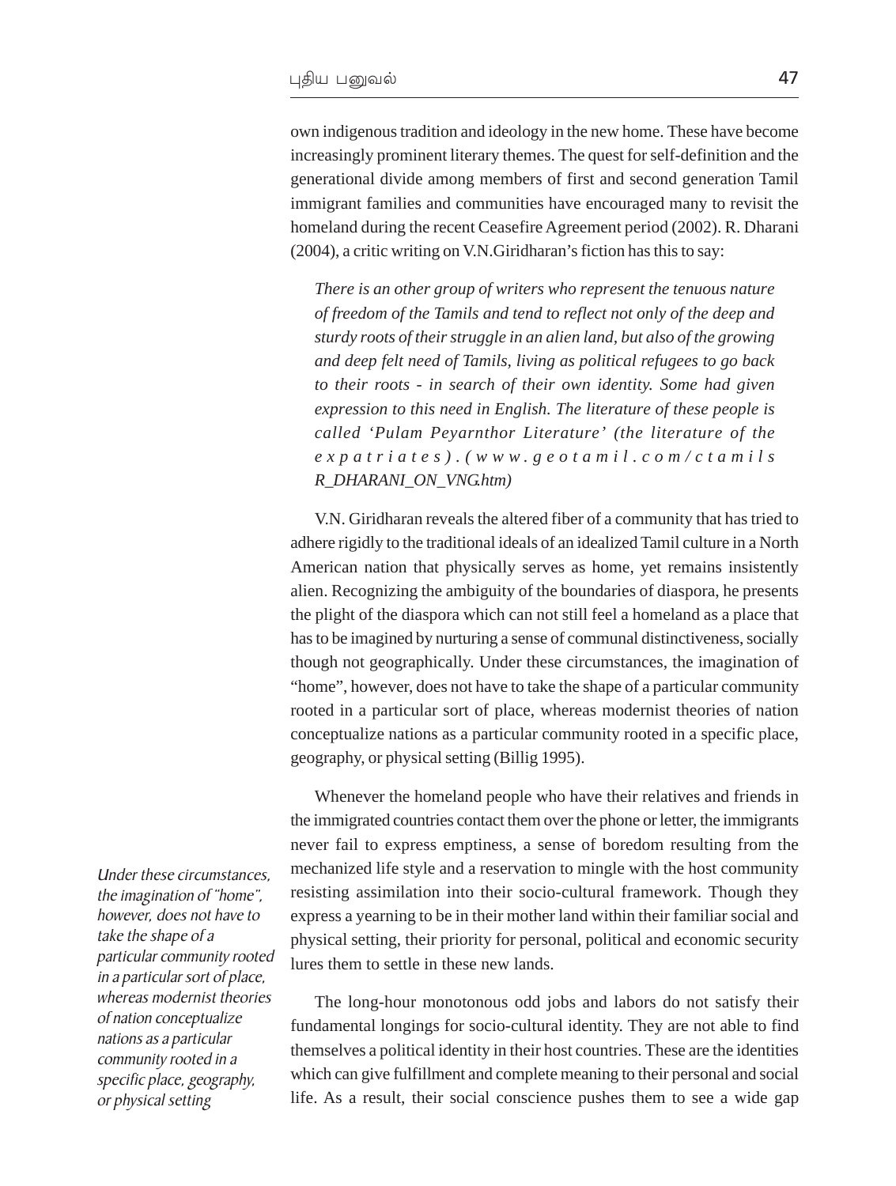own indigenous tradition and ideology in the new home. These have become increasingly prominent literary themes. The quest for self-definition and the generational divide among members of first and second generation Tamil immigrant families and communities have encouraged many to revisit the homeland during the recent Ceasefire Agreement period (2002). R. Dharani (2004), a critic writing on V.N.Giridharan's fiction has this to say:

> *There is an other group of writers who represent the tenuous nature of freedom of the Tamils and tend to reflect not only of the deep and sturdy roots of their struggle in an alien land, but also of the growing and deep felt need of Tamils, living as political refugees to go back to their roots - in search of their own identity. Some had given expression to this need in English. The literature of these people is called 'Pulam Peyarnthor Literature' (the literature of the expatriates). (www.geotamil.com/ctamils R_DHARANI_ON_VNG.htm)*

V.N. Giridharan reveals the altered fiber of a community that has tried to adhere rigidly to the traditional ideals of an idealized Tamil culture in a North American nation that physically serves as home, yet remains insistently alien. Recognizing the ambiguity of the boundaries of diaspora, he presents the plight of the diaspora which can not still feel a homeland as a place that has to be imagined by nurturing a sense of communal distinctiveness, socially though not geographically. Under these circumstances, the imagination of "home", however, does not have to take the shape of a particular community rooted in a particular sort of place, whereas modernist theories of nation conceptualize nations as a particular community rooted in a specific place, geography, or physical setting (Billig 1995).

*Under these circumstances, the imagination of "home", however, does not have to take the shape of a particular community rooted in a particular sort of place, whereas modernist theories of nation conceptualize nations as a particular community rooted in a specific place, geography, or physical setting*

Whenever the homeland people who have their relatives and friends in the immigrated countries contact them over the phone or letter, the immigrants never fail to express emptiness, a sense of boredom resulting from the mechanized life style and a reservation to mingle with the host community resisting assimilation into their socio-cultural framework. Though they express a yearning to be in their mother land within their familiar social and physical setting, their priority for personal, political and economic security lures them to settle in these new lands.

The long-hour monotonous odd jobs and labors do not satisfy their fundamental longings for socio-cultural identity. They are not able to find themselves a political identity in their host countries. These are the identities which can give fulfillment and complete meaning to their personal and social life. As a result, their social conscience pushes them to see a wide gap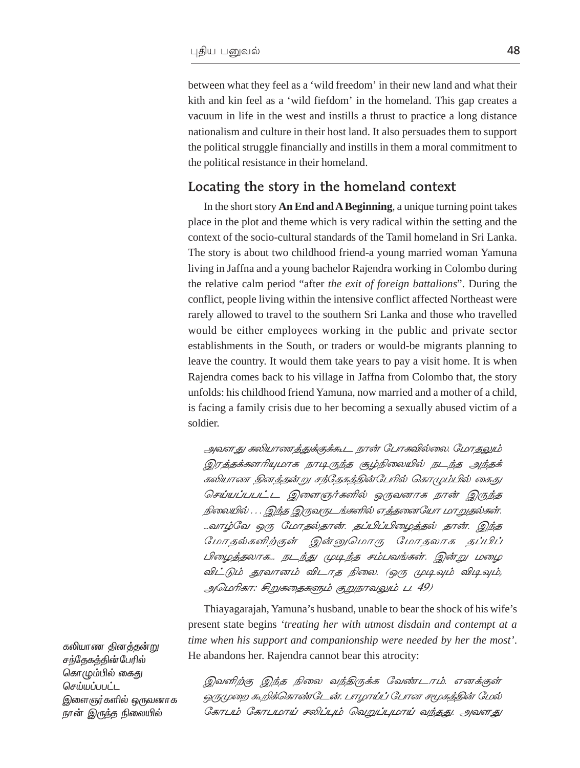between what they feel as a 'wild freedom' in their new land and what their kith and kin feel as a 'wild fiefdom' in the homeland. This gap creates a vacuum in life in the west and instills a thrust to practice a long distance nationalism and culture in their host land. It also persuades them to support the political struggle financially and instills in them a moral commitment to the political resistance in their homeland.

## Locating the story in the homeland context

In the short story **An End and A Beginning**, a unique turning point takes place in the plot and theme which is very radical within the setting and the context of the socio-cultural standards of the Tamil homeland in Sri Lanka. The story is about two childhood friend-a young married woman Yamuna living in Jaffna and a young bachelor Rajendra working in Colombo during the relative calm period "after *the exit of foreign battalions*". During the conflict, people living within the intensive conflict affected Northeast were rarely allowed to travel to the southern Sri Lanka and those who travelled would be either employees working in the public and private sector establishments in the South, or traders or would-be migrants planning to leave the country. It would them take years to pay a visit home. It is when Rajendra comes back to his village in Jaffna from Colombo that, the story unfolds: his childhood friend Yamuna, now married and a mother of a child, is facing a family crisis due to her becoming a sexually abused victim of a soldier.

> *அவளது கலியாணத்துக்குக்கூட நான் போகவில்லை. மோதலும் இரத்தக்களரியுமாக நாடிருந்த சூழ்நிலையில் நடந்த அந்தக் கலியாண தினத்தன்று சந்தேகத்தின்பேரில் கொழும்பில் கைது செய்யப்பபட்ட இளைஞர்களில் ஒருவனாக நான் இருந்த நிலையில் . . . இந்த இருவருடங்களில் எத்தனையோ மாறுதல்கள். ...வாழ்வே ஒரு மோதல்தான். தப்பிப்பிழைத்தல் தான். இந்த மோதல்களிற்குள் இன்னுமொரு மோதலாக தப்பிப் பிழைத்தலாக... நடந்து முடிந்த சம்பவங்கள். இன்று மழை விட்டும் தூவானம் விடாத நிலை. (ஒரு முடிவும் விடிவும், அமெரிகா: சிறுகதைகளும் குறுநாவலும் ப. 49)*

Thiayagarajah, Yamuna's husband, unable to bear the shock of his wife's present state begins *'treating her with utmost disdain and contempt at a time when his support and companionship were needed by her the most'*. He abandons her. Rajendra cannot bear this atrocity:

*கலியாண தினத்தன்று சந்தேகத்தின்பேரில் கொழும்பில் கைது செய்யப்பபட்ட இளைஞர்களில் ஒருவனாக நான் இருந்த நிலையில்*

> *இவளிற்கு இந்த நிலை வந்திருக்க வேண்டாம். எனக்குள் ஒருமுறை கூறிக்கொண்டேன். பாழாய்ப் போன சமூகத்தின் மேல் கோபம் கோபமாய் சலிப்பும் வெறுப்புமாய் வந்தது. அவளது*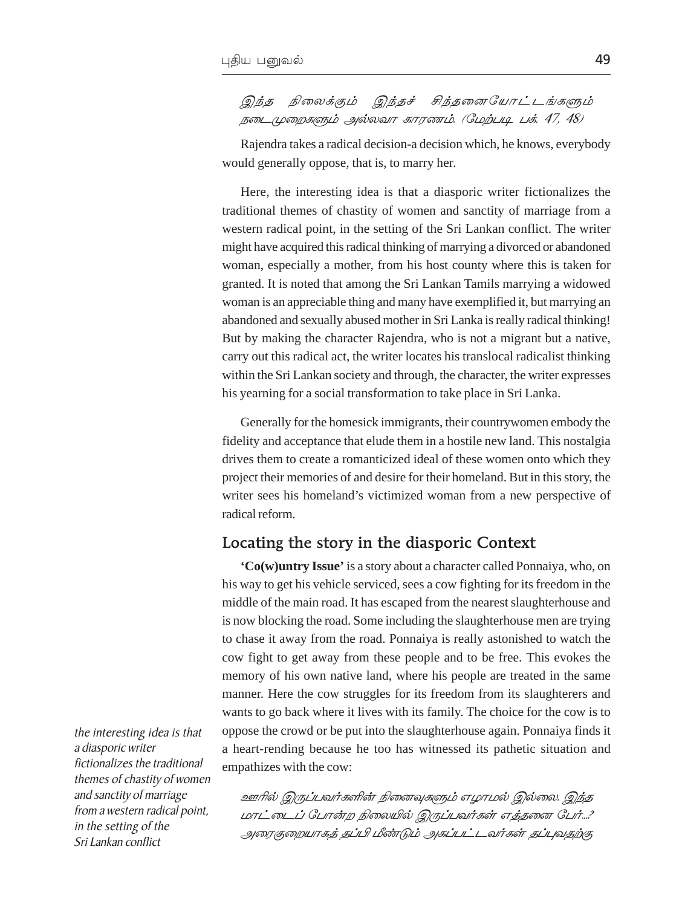*இந்த நிலைக்கும் இந்தச் சிந்தனையோட்டங்களும் நடைமுறைகளும் அல்லவா காரணம். (மேற்படி பக். 47, 48)*

Rajendra takes a radical decision-a decision which, he knows, everybody would generally oppose, that is, to marry her.

Here, the interesting idea is that a diasporic writer fictionalizes the traditional themes of chastity of women and sanctity of marriage from a western radical point, in the setting of the Sri Lankan conflict. The writer might have acquired this radical thinking of marrying a divorced or abandoned woman, especially a mother, from his host county where this is taken for granted. It is noted that among the Sri Lankan Tamils marrying a widowed woman is an appreciable thing and many have exemplified it, but marrying an abandoned and sexually abused mother in Sri Lanka is really radical thinking! But by making the character Rajendra, who is not a migrant but a native, carry out this radical act, the writer locates his translocal radicalist thinking within the Sri Lankan society and through, the character, the writer expresses his yearning for a social transformation to take place in Sri Lanka.

Generally for the homesick immigrants, their countrywomen embody the fidelity and acceptance that elude them in a hostile new land. This nostalgia drives them to create a romanticized ideal of these women onto which they project their memories of and desire for their homeland. But in this story, the writer sees his homeland's victimized woman from a new perspective of radical reform.

## Locating the story in the diasporic Context

**'Co(w)untry Issue'** is a story about a character called Ponnaiya, who, on his way to get his vehicle serviced, sees a cow fighting for its freedom in the middle of the main road. It has escaped from the nearest slaughterhouse and is now blocking the road. Some including the slaughterhouse men are trying to chase it away from the road. Ponnaiya is really astonished to watch the cow fight to get away from these people and to be free. This evokes the memory of his own native land, where his people are treated in the same manner. Here the cow struggles for its freedom from its slaughterers and wants to go back where it lives with its family. The choice for the cow is to oppose the crowd or be put into the slaughterhouse again. Ponnaiya finds it a heart-rending because he too has witnessed its pathetic situation and empathizes with the cow:

*ஊரில் இருப்பவர்களின் நினைவுகளும் எழாமல் இல்லை. இந்த மாட்டைப் போன்ற நிலையில் இருப்பவர்கள் எத்தனை பேர்...? அரைகுறையாகத் தப்பி மீண்டும் அகப்பட்டவர்கள் தப்புவதற்கு*

*the interesting idea is that a diasporic writer fictionalizes the traditional themes of chastity of women and sanctity of marriage from a western radical point, in the setting of the Sri Lankan conflict*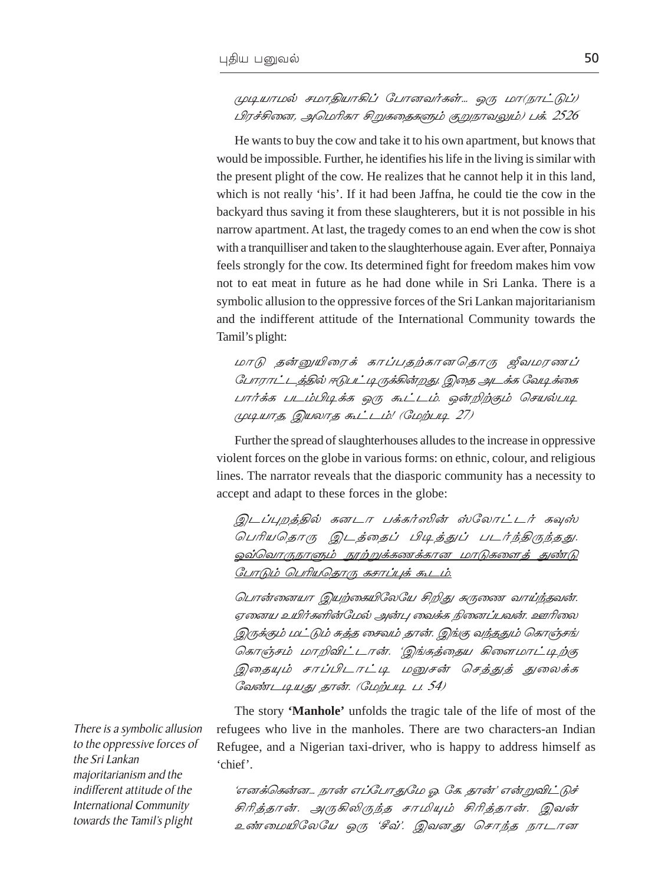*முடியாமல் சமாதியாகிப் போனவர்கள்... ஒரு மா(நாட்டுப்) பிரச்சினை, அமெரிகா சிறுகதைகளும் குறுநாவலும்) பக். 2526*

He wants to buy the cow and take it to his own apartment, but knows that would be impossible. Further, he identifies his life in the living is similar with the present plight of the cow. He realizes that he cannot help it in this land, which is not really 'his'. If it had been Jaffna, he could tie the cow in the backyard thus saving it from these slaughterers, but it is not possible in his narrow apartment. At last, the tragedy comes to an end when the cow is shot with a tranquilliser and taken to the slaughterhouse again. Ever after, Ponnaiya feels strongly for the cow. Its determined fight for freedom makes him vow not to eat meat in future as he had done while in Sri Lanka. There is a symbolic allusion to the oppressive forces of the Sri Lankan majoritarianism and the indifferent attitude of the International Community towards the Tamil's plight:

*மாடு தன்னுயிரைக் காப்பதற்கானதொரு ஜீவமரணப் போராட்டத்தில் ஈடுபட்டிருக்கின்றது. இதை அடக்க வேடிக்கை பார்க்க படம்பிடிக்க ஒரு கூட்டம். ஒன்றிற்கும் செயல்படி முடியாத இயலாத கூட்டம்! (மேற்படி 27)*

Further the spread of slaughterhouses alludes to the increase in oppressive violent forces on the globe in various forms: on ethnic, colour, and religious lines. The narrator reveals that the diasporic community has a necessity to accept and adapt to these forces in the globe:

*இடப்புறத்தில் கனடா பக்கர்ஸின் ஸ்லோட்டர் கவுஸ் பெரியதொரு இடத்தைப் பிடித்துப் படர்ந்திருந்தது. <u>ஒவ்வொருநாளும் நூற்றுக்கணக்கான மாடுகளைத் துண்டு போடும் பெரியதொரு கசாப்புக் கூடம்.</u>*

*பொன்னையா இயற்கையிலேயே சிறிது கருணை வாய்ந்தவன். ஏனைய உயிர்களின்மேல் அன்பு வைக்க நினைப்பவன். ஊரிலை இருக்கும் மட்டும் சுத்த சைவம் தான். இங்கு வந்ததும் கொஞ்சங் கொஞ்சம் மாறிவிட்டான். 'இங்கத்தைய கிளைமாட்டிற்கு இதையும் சாப்பிடாட்டி மனுசன் செத்துத் துலைக்க வேண்டடியது தான். (மேற்படி ப. 54)*

The story **'Manhole'** unfolds the tragic tale of the life of most of the refugees who live in the manholes. There are two characters-an Indian Refugee, and a Nigerian taxi-driver, who is happy to address himself as 'chief'.

*There is a symbolic allusion to the oppressive forces of the Sri Lankan majoritarianism and the indifferent attitude of the International Community towards the Tamil's plight*

*'எனக்கென்ன... நான் எப்போதுமே ஓ. கே. தான்' என்றுவிட்டுச் சிரித்தான். அருகிலிருந்த சாமியும் சிரித்தான். இவன் உண்மையிலேயே ஒரு 'சீவ்'. இவனது சொந்த நாடான*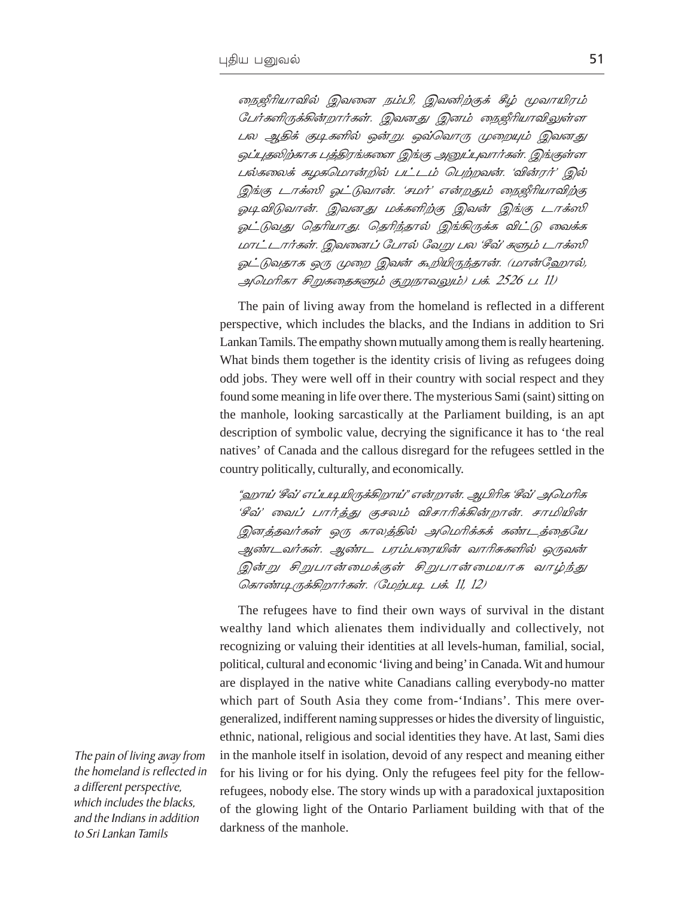*நைஜீரியாவில் இவனை நம்பி, இவனிற்குக் கீழ் மூவாயிரம் பேர்களிருக்கின்றார்கள். இவனது இனம் நைஜீரியாவிலுள்ள பல ஆதிக் குடிகளில் ஒன்று. ஒவ்வொரு முறையும் இவனது ஒப்புதலிற்காக பத்திரங்களை இங்கு அனுப்புவார்கள். இங்குள்ள பல்கலைக் கழகமொன்றில் பட்டம் பெற்றவன். 'வின்ரர்' இல் இங்கு டாக்ஸி ஓட்டுவான். 'சமர்' என்றதும் நைஜீரியாவிற்கு ஓடிவிடுவான். இவனது மக்களிற்கு இவன் இங்கு டாக்ஸி ஓட்டுவது தெரியாது. தெரிந்தால் இங்கிருக்க விட்டு வைக்க மாட்டார்கள். இவனைப் போல் வேறு பல 'சீவ்' களும் டாக்ஸி ஓட்டுவதாக ஒரு முறை இவன் கூறியிருந்தான். (மான்ஹோல், அமெரிகா சிறுகதைகளும் குறுநாவலும்) பக். 2526 ப. 11)*

The pain of living away from the homeland is reflected in a different perspective, which includes the blacks, and the Indians in addition to Sri Lankan Tamils. The empathy shown mutually among them is really heartening. What binds them together is the identity crisis of living as refugees doing odd jobs. They were well off in their country with social respect and they found some meaning in life over there. The mysterious Sami (saint) sitting on the manhole, looking sarcastically at the Parliament building, is an apt description of symbolic value, decrying the significance it has to 'the real natives' of Canada and the callous disregard for the refugees settled in the country politically, culturally, and economically.

*"ஹாய் 'சீவ்' எப்படியிருக்கிறாய்" என்றான். ஆபிரிக 'சீவ்' அமெரிக 'சீவ்' வைப் பார்த்து குசலம் விசாரிக்கின்றான். சாமியின் இனத்தவர்கள் ஒரு காலத்தில் அமெரிக்கக் கண்டத்தையே ஆண்டவர்கள். ஆண்ட பரம்பரையின் வாரிசுகளில் ஒருவன் இன்று சிறுபான்மைக்குள் சிறுபான்மையாக வாழ்ந்து கொண்டிருக்கிறார்கள். (மேற்படி பக். 11, 12)*

The refugees have to find their own ways of survival in the distant wealthy land which alienates them individually and collectively, not recognizing or valuing their identities at all levels-human, familial, social, political, cultural and economic 'living and being' in Canada. Wit and humour are displayed in the native white Canadians calling everybody-no matter which part of South Asia they come from-'Indians'. This mere over-generalized, indifferent naming suppresses or hides the diversity of linguistic, ethnic, national, religious and social identities they have. At last, Sami dies in the manhole itself in isolation, devoid of any respect and meaning either for his living or for his dying. Only the refugees feel pity for the fellow-refugees, nobody else. The story winds up with a paradoxical juxtaposition of the glowing light of the Ontario Parliament building with that of the darkness of the manhole.

*The pain of living away from the homeland is reflected in a different perspective, which includes the blacks, and the Indians in addition to Sri Lankan Tamils*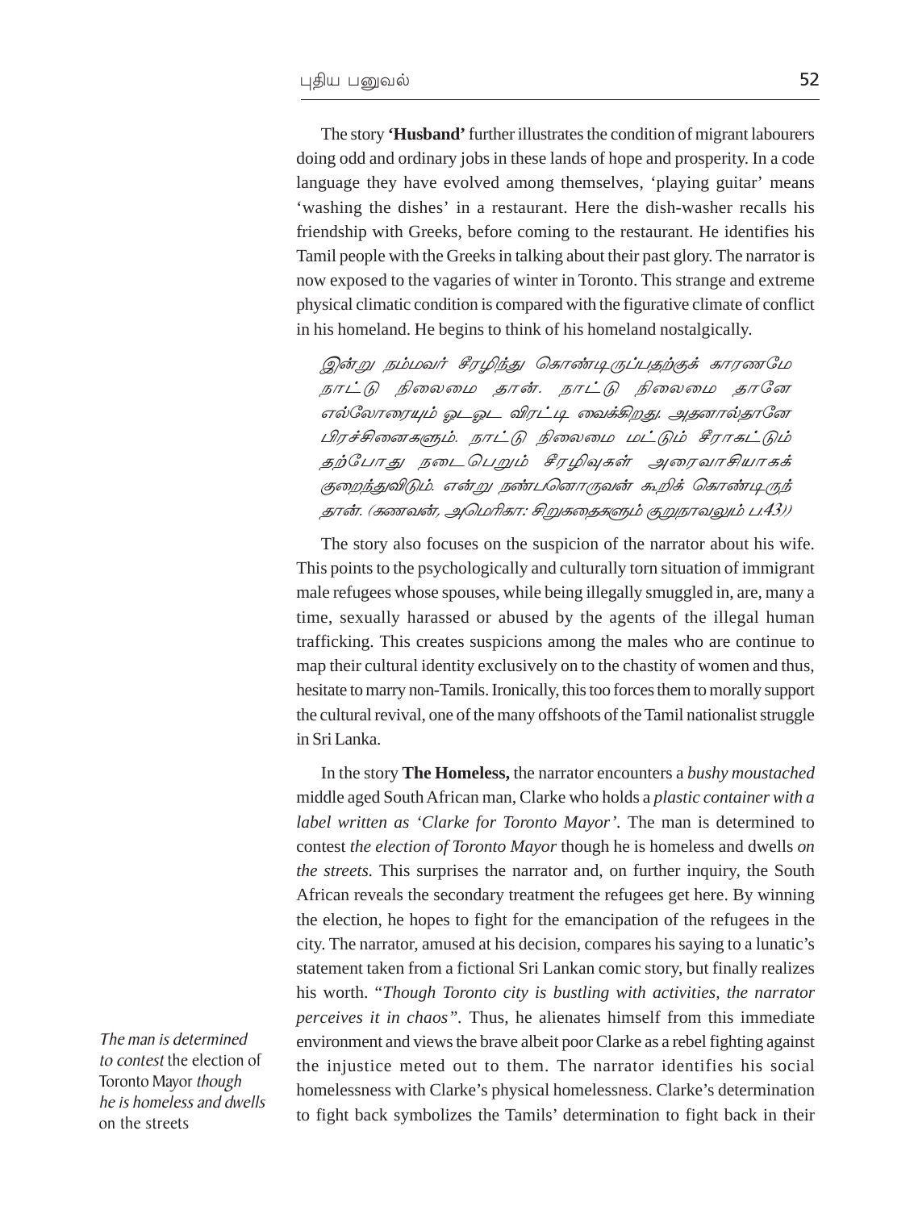The story **'Husband'** further illustrates the condition of migrant labourers doing odd and ordinary jobs in these lands of hope and prosperity. In a code language they have evolved among themselves, 'playing guitar' means 'washing the dishes' in a restaurant. Here the dish-washer recalls his friendship with Greeks, before coming to the restaurant. He identifies his Tamil people with the Greeks in talking about their past glory. The narrator is now exposed to the vagaries of winter in Toronto. This strange and extreme physical climatic condition is compared with the figurative climate of conflict in his homeland. He begins to think of his homeland nostalgically.

*இன்று நம்மவர் சீரழிந்து கொண்டிருப்பதற்குக் காரணமே நாட்டு நிலைமை தான். நாட்டு நிலைமை தானே எல்லோரையும் ஓடஓட விரட்டி வைக்கிறது. அதனால்தானே பிரச்சினைகளும். நாட்டு நிலைமை மட்டும் சீராகட்டும் தற்போது நடைபெறும் சீரழிவுகள் அரைவாசியாகக் குறைந்துவிடும். என்று நண்பனொருவன் கூறிக் கொண்டிருந் தான். (கணவன், அமெரிகா: சிறுகதைகளும் குறுநாவலும் ப.43))*

The story also focuses on the suspicion of the narrator about his wife. This points to the psychologically and culturally torn situation of immigrant male refugees whose spouses, while being illegally smuggled in, are, many a time, sexually harassed or abused by the agents of the illegal human trafficking. This creates suspicions among the males who are continue to map their cultural identity exclusively on to the chastity of women and thus, hesitate to marry non-Tamils. Ironically, this too forces them to morally support the cultural revival, one of the many offshoots of the Tamil nationalist struggle in Sri Lanka.

In the story **The Homeless,** the narrator encounters a *bushy moustached* middle aged South African man, Clarke who holds a *plastic container with a label written as 'Clarke for Toronto Mayor'.* The man is determined to contest *the election of Toronto Mayor* though he is homeless and dwells *on the streets.* This surprises the narrator and, on further inquiry, the South African reveals the secondary treatment the refugees get here. By winning the election, he hopes to fight for the emancipation of the refugees in the city. The narrator, amused at his decision, compares his saying to a lunatic's statement taken from a fictional Sri Lankan comic story, but finally realizes his worth. "*Though Toronto city is bustling with activities, the narrator perceives it in chaos".* Thus, he alienates himself from this immediate environment and views the brave albeit poor Clarke as a rebel fighting against the injustice meted out to them. The narrator identifies his social homelessness with Clarke's physical homelessness. Clarke's determination to fight back symbolizes the Tamils' determination to fight back in their

*The man is determined to contest* the election of Toronto Mayor *though he is homeless and dwells* on the streets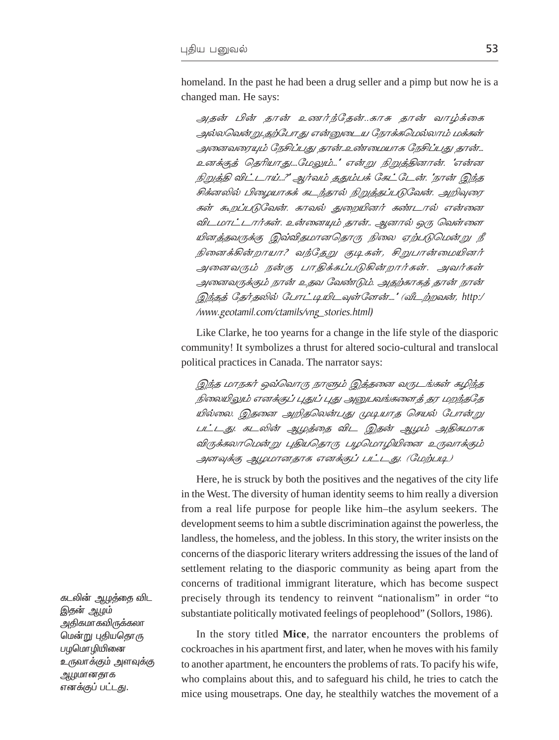homeland. In the past he had been a drug seller and a pimp but now he is a changed man. He says:

*அதன் பின் தான் உணர்ந்தேன்..காசு தான் வாழ்க்கை அல்லவென்று.தற்போது என்னுடைய நோக்கமெல்லாம் மக்கள் அனைவரையும் நேசிப்பது தான்.உண்மையாக நேசிப்பது தான்... உனக்குத் தெரியாது....மேலும்...' என்று நிறுத்தினான். 'என்ன நிறுத்தி விட்டாய்...?' ஆர்வம் ததும்பக் கேட்டேன். 'நான் இந்த சிக்னலில் பிழையாகக் கடந்தால் நிறுத்தப்படுவேன். அறிவுரை கள் கூறப்படுவேன். காவல் துறையினர் கண்டால் என்னை விடமாட்டார்கள். உன்னையும் தான்.. ஆனால் ஒரு வெள்ளை யினத்தவருக்கு இவ்விதமானதொரு நிலை ஏற்படுமென்று நீ நினைக்கின்றாயா? வந்தேறு குடிகள், சிறுபான்மையினர் அனைவரும் நன்கு பாதிக்கப்படுகின்றார்கள். அவர்கள் அனைவருக்கும் நான் உதவ வேண்டும். அதற்காகத் தான் நான் இந்தத் தேர்தலில் போட்டியிடவுள்ளேன்....' (வீடற்றவன், http://www.geotamil.com/ctamils/vng_stories.html)*

Like Clarke, he too yearns for a change in the life style of the diasporic community! It symbolizes a thrust for altered socio-cultural and translocal political practices in Canada. The narrator says:

*இந்த மாநகர் ஒவ்வொரு நாளும் இத்தனை வருடங்கள் கழிந்த நிலையிலும் எனக்குப் புதுப் புது அனுபவங்களைத் தர மறந்ததே யில்லை. இதனை அறிதலென்பது முடியாத செயல் போன்று பட்டது. கடலின் ஆழத்தை விட இதன் ஆழம் அதிகமாக விருக்கலாமென்று புதியதொரு பழமொழியினை உருவாக்கும் அளவுக்கு ஆழமானதாக எனக்குப் பட்டது. (மேற்படி)*

Here, he is struck by both the positives and the negatives of the city life in the West. The diversity of human identity seems to him really a diversion from a real life purpose for people like him–the asylum seekers. The development seems to him a subtle discrimination against the powerless, the landless, the homeless, and the jobless. In this story, the writer insists on the concerns of the diasporic literary writers addressing the issues of the land of settlement relating to the diasporic community as being apart from the concerns of traditional immigrant literature, which has become suspect precisely through its tendency to reinvent "nationalism" in order "to substantiate politically motivated feelings of peoplehood" (Sollors, 1986).

*கடலின் ஆழத்தை விட இதன் ஆழம் அதிகமாகவிருக்கலா மென்று புதியதொரு பழமொழியினை உருவாக்கும் அளவுக்கு ஆழமானதாக எனக்குப் பட்டது.*

In the story titled **Mice**, the narrator encounters the problems of cockroaches in his apartment first, and later, when he moves with his family to another apartment, he encounters the problems of rats. To pacify his wife, who complains about this, and to safeguard his child, he tries to catch the mice using mousetraps. One day, he stealthily watches the movement of a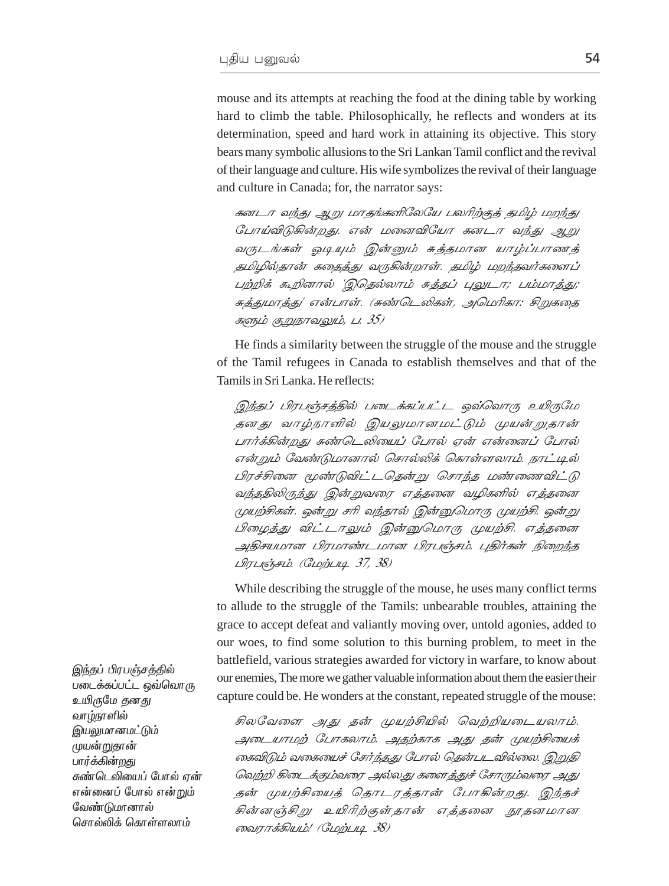mouse and its attempts at reaching the food at the dining table by working hard to climb the table. Philosophically, he reflects and wonders at its determination, speed and hard work in attaining its objective. This story bears many symbolic allusions to the Sri Lankan Tamil conflict and the revival of their language and culture. His wife symbolizes the revival of their language and culture in Canada; for, the narrator says:

*கனடா வந்து ஆறு மாதங்களிலேயே பலரிற்குத் தமிழ் மறந்து போய்விடுகின்றது. என் மனைவியோ கனடா வந்து ஆறு வருடங்கள் ஓடியும் இன்னும் சுத்தமான யாழ்ப்பாணத் தமிழில்தான் கதைத்து வருகின்றாள். தமிழ் மறந்தவர்களைப் பற்றிக் கூறினால் 'இதெல்லாம் சுத்தப் புலுடா; பம்மாத்து; சுத்துமாத்து' என்பாள். (சுண்டெலிகள், அமெரிகா: சிறுகதைகளும் குறுநாவலும், ப. 35)*

He finds a similarity between the struggle of the mouse and the struggle of the Tamil refugees in Canada to establish themselves and that of the Tamils in Sri Lanka. He reflects:

*இந்தப் பிரபஞ்சத்தில் படைக்கப்பட்ட ஒவ்வொரு உயிருமே தனது வாழ்நாளில் இயலுமானமட்டும் முயன்றுதான் பார்க்கின்றது சுண்டெலியைப் போல் ஏன் என்னைப் போல் என்றும் வேண்டுமானால் சொல்லிக் கொள்ளலாம். நாட்டில் பிரச்சினை மூண்டுவிட்டதென்று சொந்த மண்ணைவிட்டு வந்ததிலிருந்து இன்றுவரை எத்தனை வழிகளில் எத்தனை முயற்சிகள். ஒன்று சரி வந்தால் இன்னுமொரு முயற்சி. ஒன்று பிழைத்து விட்டாலும் இன்னுமொரு முயற்சி. எத்தனை அதிசயமான பிரமாண்டமான பிரபஞ்சம். புதிர்கள் நிறைந்த பிரபஞ்சம். (மேற்படி 37, 38)*

While describing the struggle of the mouse, he uses many conflict terms to allude to the struggle of the Tamils: unbearable troubles, attaining the grace to accept defeat and valiantly moving over, untold agonies, added to our woes, to find some solution to this burning problem, to meet in the battlefield, various strategies awarded for victory in warfare, to know about our enemies, The more we gather valuable information about them the easier their capture could be. He wonders at the constant, repeated struggle of the mouse:

*சிலவேளை அது தன் முயற்சியில் வெற்றியடையலாம். அடையாமற் போகலாம். அதற்காக அது தன் முயற்சியைக் கைவிடும் வகையைச் சேர்ந்தது போல் தென்படவில்லை. இறுதி வெற்றி கிடைக்கும்வரை அல்லது களைத்துச் சோரும்வரை அது தன் முயற்சியைத் தொடரத்தான் போகின்றது. இந்தச் சின்னஞ்சிறு உயிரிற்குள்தான் எத்தனை நூதனமான வைராக்கியம்! (மேற்படி 38)*

இந்தப் பிரபஞ்சத்தில் படைக்கப்பட்ட ஒவ்வொரு உயிருமே தனது வாழ்நாளில் இயலுமானமட்டும் முயன்றுதான் பார்க்கின்றது சுண்டெலியைப் போல் ஏன் என்னைப் போல் என்றும் வேண்டுமானால் சொல்லிக் கொள்ளலாம்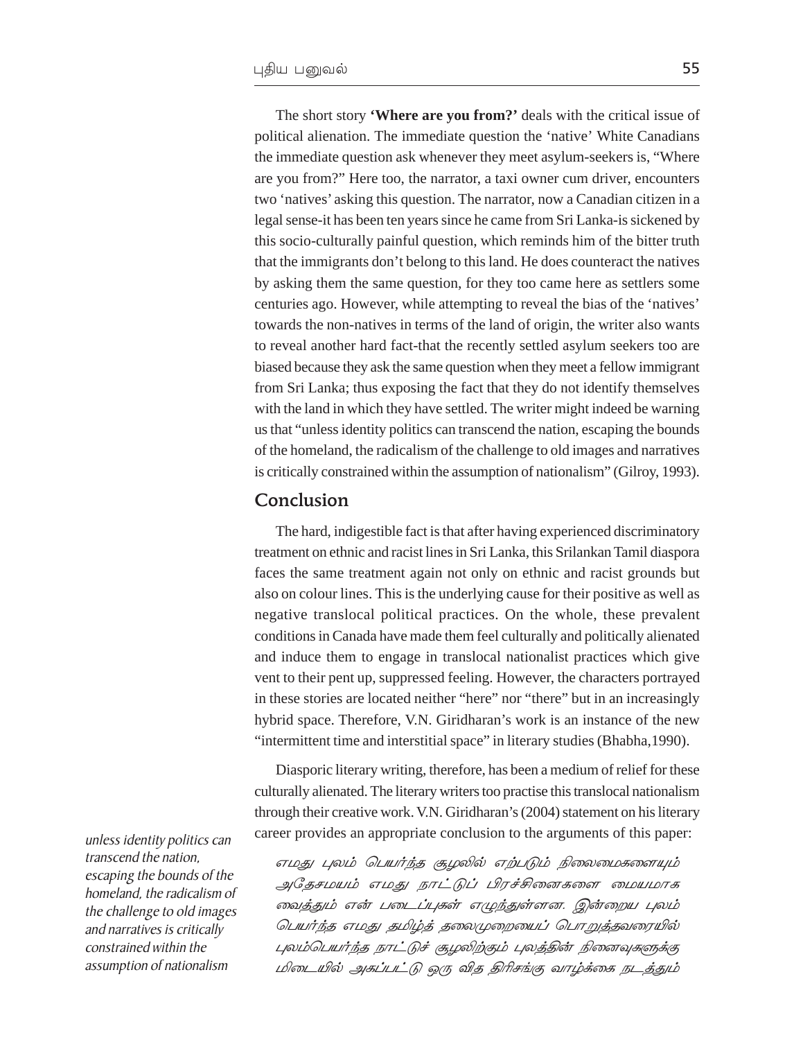The short story **'Where are you from?'** deals with the critical issue of political alienation. The immediate question the 'native' White Canadians the immediate question ask whenever they meet asylum-seekers is, "Where are you from?" Here too, the narrator, a taxi owner cum driver, encounters two 'natives' asking this question. The narrator, now a Canadian citizen in a legal sense-it has been ten years since he came from Sri Lanka-is sickened by this socio-culturally painful question, which reminds him of the bitter truth that the immigrants don't belong to this land. He does counteract the natives by asking them the same question, for they too came here as settlers some centuries ago. However, while attempting to reveal the bias of the 'natives' towards the non-natives in terms of the land of origin, the writer also wants to reveal another hard fact-that the recently settled asylum seekers too are biased because they ask the same question when they meet a fellow immigrant from Sri Lanka; thus exposing the fact that they do not identify themselves with the land in which they have settled. The writer might indeed be warning us that "unless identity politics can transcend the nation, escaping the bounds of the homeland, the radicalism of the challenge to old images and narratives is critically constrained within the assumption of nationalism" (Gilroy, 1993).

## Conclusion

The hard, indigestible fact is that after having experienced discriminatory treatment on ethnic and racist lines in Sri Lanka, this Srilankan Tamil diaspora faces the same treatment again not only on ethnic and racist grounds but also on colour lines. This is the underlying cause for their positive as well as negative translocal political practices. On the whole, these prevalent conditions in Canada have made them feel culturally and politically alienated and induce them to engage in translocal nationalist practices which give vent to their pent up, suppressed feeling. However, the characters portrayed in these stories are located neither "here" nor "there" but in an increasingly hybrid space. Therefore, V.N. Giridharan's work is an instance of the new "intermittent time and interstitial space" in literary studies (Bhabha,1990).

*unless identity politics can transcend the nation, escaping the bounds of the homeland, the radicalism of the challenge to old images and narratives is critically constrained within the assumption of nationalism*

Diasporic literary writing, therefore, has been a medium of relief for these culturally alienated. The literary writers too practise this translocal nationalism through their creative work. V.N. Giridharan's (2004) statement on his literary career provides an appropriate conclusion to the arguments of this paper:

*எமது புலம் பெயர்ந்த சூழலில் எற்படும் நிலைமைகளையும் அதேசமயம் எமது நாட்டுப் பிரச்சினைகளை மையமாக வைத்தும் என் படைப்புகள் எழுந்துள்ளன. இன்றைய புலம் பெயர்ந்த எமது தமிழ்த் தலைமுறையைப் பொறுத்தவரையில் புலம்பெயர்ந்த நாட்டுச் சூழலிற்கும் புலத்தின் நினைவுகளுக்கு மிடையில் அகப்பட்டு ஒரு வித திரிசங்கு வாழ்க்கை நடத்தும்*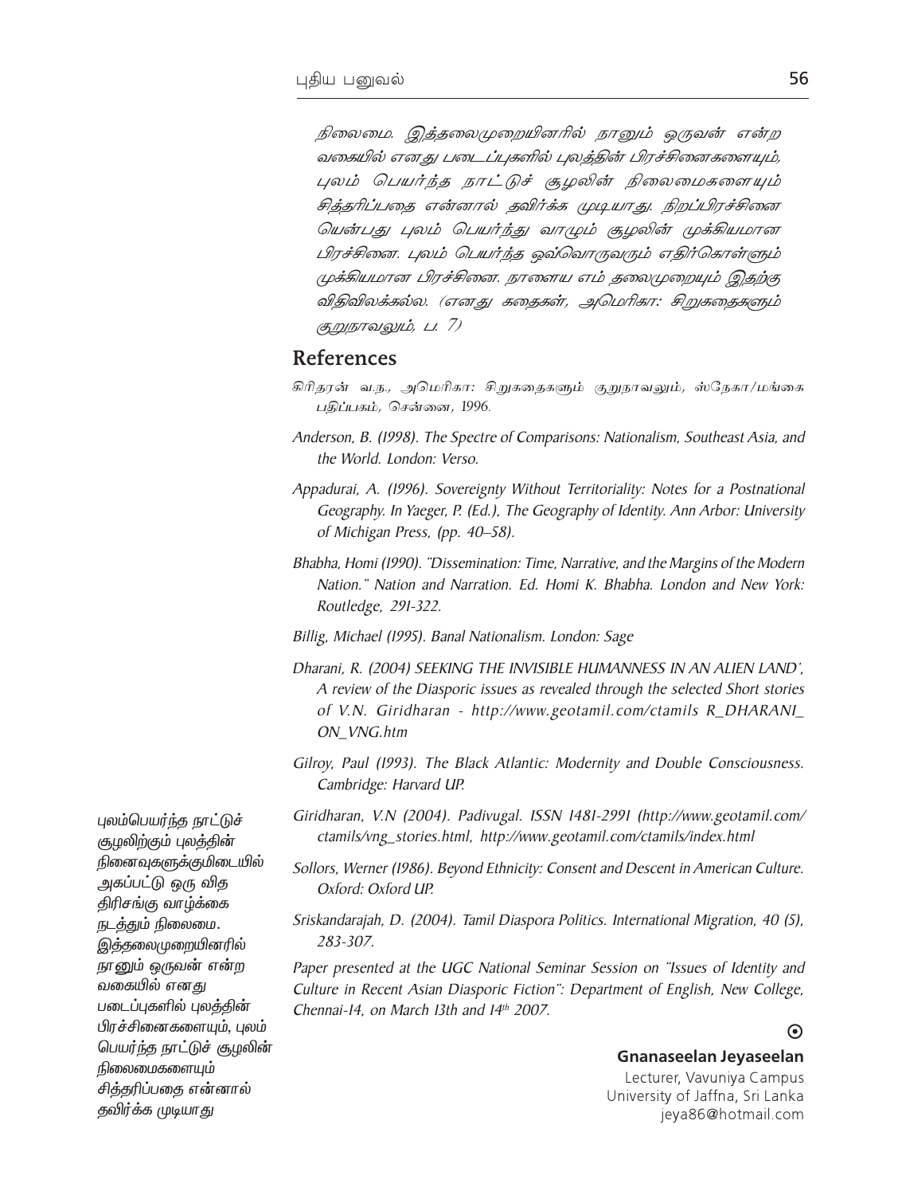*நிலைமை. இத்தலைமுறையினரில் நானும் ஒருவன் என்ற வகையில் எனது படைப்புகளில் புலத்தின் பிரச்சினைகளையும், புலம் பெயர்ந்த நாட்டுச் சூழலின் நிலைமைகளையும் சித்தரிப்பதை என்னால் தவிர்க்க முடியாது. நிறப்பிரச்சினை யென்பது புலம் பெயர்ந்து வாழும் சூழலின் முக்கியமான பிரச்சினை. புலம் பெயர்ந்த ஒவ்வொருவரும் எதிர்கொள்ளும் முக்கியமான பிரச்சினை. நாளைய எம் தலைமுறையும் இதற்கு விதிவிலக்கல்ல. (எனது கதைகள், அமெரிகா: சிறுகதைகளும் குறுநாவலும், ப. 7)*

## References

கிரிதரன் வ.ந., அமெரிகா: சிறுகதைகளும் குறுநாவலும், ஸ்நேகா/மங்கை பதிப்பகம், சென்னை, 1996.

Anderson, B. (1998). The Spectre of Comparisons: Nationalism, Southeast Asia, and the World. London: Verso.

Appadurai, A. (1996). Sovereignty Without Territoriality: Notes for a Postnational Geography. In Yaeger, P. (Ed.), The Geography of Identity. Ann Arbor: University of Michigan Press, (pp. 40–58).

Bhabha, Homi (1990). "Dissemination: Time, Narrative, and the Margins of the Modern Nation." Nation and Narration. Ed. Homi K. Bhabha. London and New York: Routledge, 291-322.

Billig, Michael (1995). Banal Nationalism. London: Sage

Dharani, R. (2004) SEEKING THE INVISIBLE HUMANNESS IN AN ALIEN LAND', A review of the Diasporic issues as revealed through the selected Short stories of V.N. Giridharan - http://www.geotamil.com/ctamils R_DHARANI_ON_VNG.htm

Gilroy, Paul (1993). The Black Atlantic: Modernity and Double Consciousness. Cambridge: Harvard UP.

Giridharan, V.N (2004). Padivugal. ISSN 1481-2991 (http://www.geotamil.com/ctamils/vng_stories.html, http://www.geotamil.com/ctamils/index.html

Sollors, Werner (1986). Beyond Ethnicity: Consent and Descent in American Culture. Oxford: Oxford UP.

Sriskandarajah, D. (2004). Tamil Diaspora Politics. International Migration, 40 (5), 283-307.

Paper presented at the UGC National Seminar Session on "Issues of Identity and Culture in Recent Asian Diasporic Fiction": Department of English, New College, Chennai-14, on March 13th and 14th 2007.

*புலம்பெயர்ந்த நாட்டுச் சூழலிற்கும் புலத்தின் நினைவுகளுக்குமிடையில் அகப்பட்டு ஒரு வித திரிசங்கு வாழ்க்கை நடத்தும் நிலைமை. இத்தலைமுறையினரில் நானும் ஒருவன் என்ற வகையில் எனது படைப்புகளில் புலத்தின் பிரச்சினைகளையும், புலம் பெயர்ந்த நாட்டுச் சூழலின் நிலைமைகளையும் சித்தரிப்பதை என்னால் தவிர்க்க முடியாது*

**Gnanaseelan Jeyaseelan**
Lecturer, Vavuniya Campus
University of Jaffna, Sri Lanka
jeya86@hotmail.com